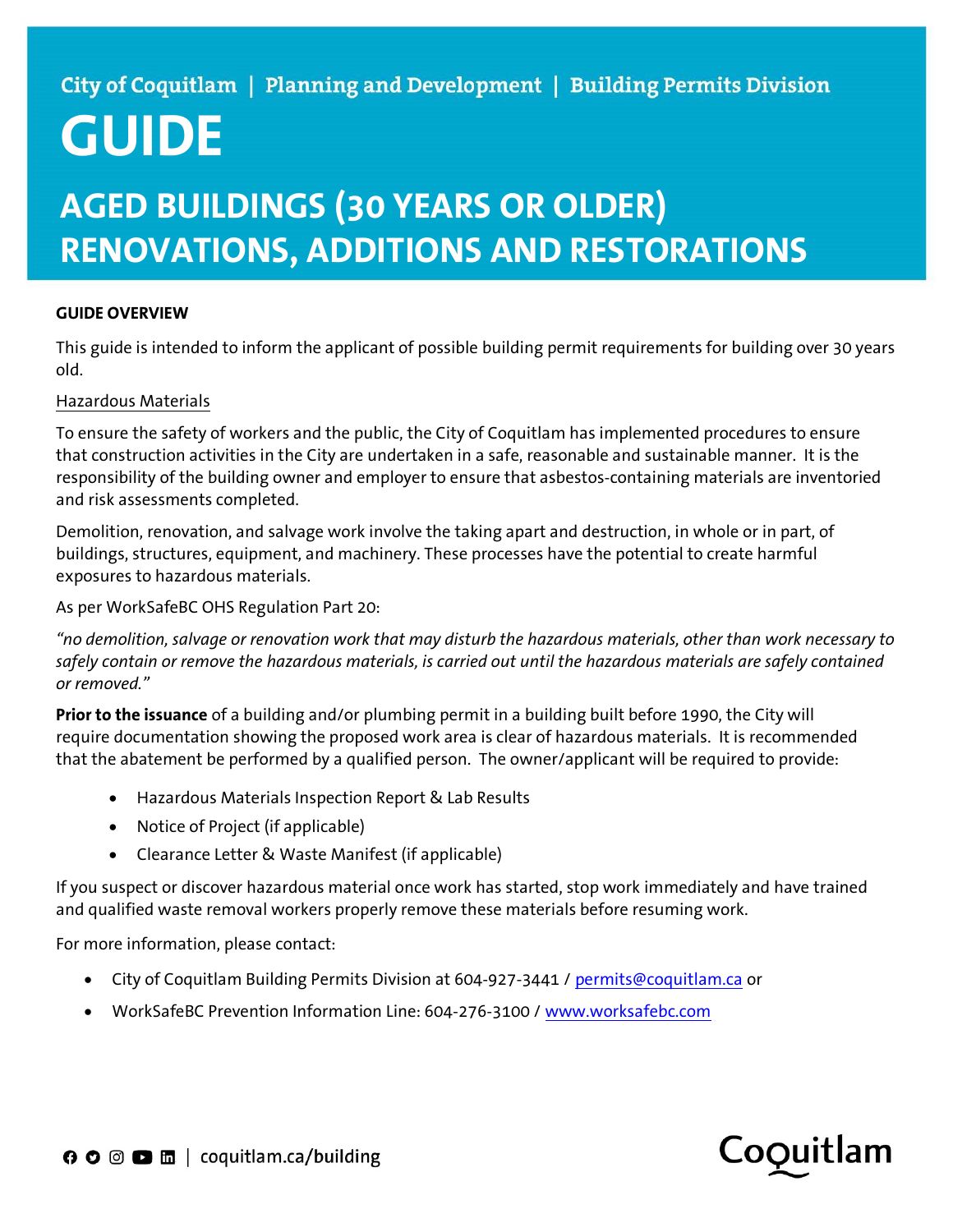City of Coquitlam | Planning and Development | Building Permits Division

# GUIDE

## AGED BUILDINGS (30 YEARS OR OLDER) RENOVATIONS, ADDITIONS AND RESTORATIONS

**GUIDE OVERVIEW**

This guide is intended to inform the applicant of possible building permit requirements for building over 30 years old.

Hazardous Materials

To ensure the safety of workers and the public, the City of Coquitlam has implemented procedures to ensure that construction activities in the City are undertaken in a safe, reasonable and sustainable manner. It is the responsibility of the building owner and employer to ensure that asbestos-containing materials are inventoried and risk assessments completed.

Demolition, renovation, and salvage work involve the taking apart and destruction, in whole or in part, of buildings, structures, equipment, and machinery. These processes have the potential to create harmful exposures to hazardous materials.

As per WorkSafeBC OHS Regulation Part 20:

*"no demolition, salvage or renovation work that may disturb the hazardous materials, other than work necessary to safely contain or remove the hazardous materials, is carried out until the hazardous materials are safely contained or removed."*

**Prior to the issuance** of a building and/or plumbing permit in a building built before 1990, the City will require documentation showing the proposed work area is clear of hazardous materials. It is recommended that the abatement be performed by a qualified person. The owner/applicant will be required to provide:

- Hazardous Materials Inspection Report & Lab Results
- Notice of Project (if applicable)
- Clearance Letter & Waste Manifest (if applicable)

If you suspect or discover hazardous material once work has started, stop work immediately and have trained and qualified waste removal workers properly remove these materials before resuming work.

For more information, please contact:

- City of Coquitlam Building Permits Division at 604-927-3441 / permits@coquitlam.ca or
- WorkSafeBC Prevention Information Line: 604-276-3100 / www.worksafebc.com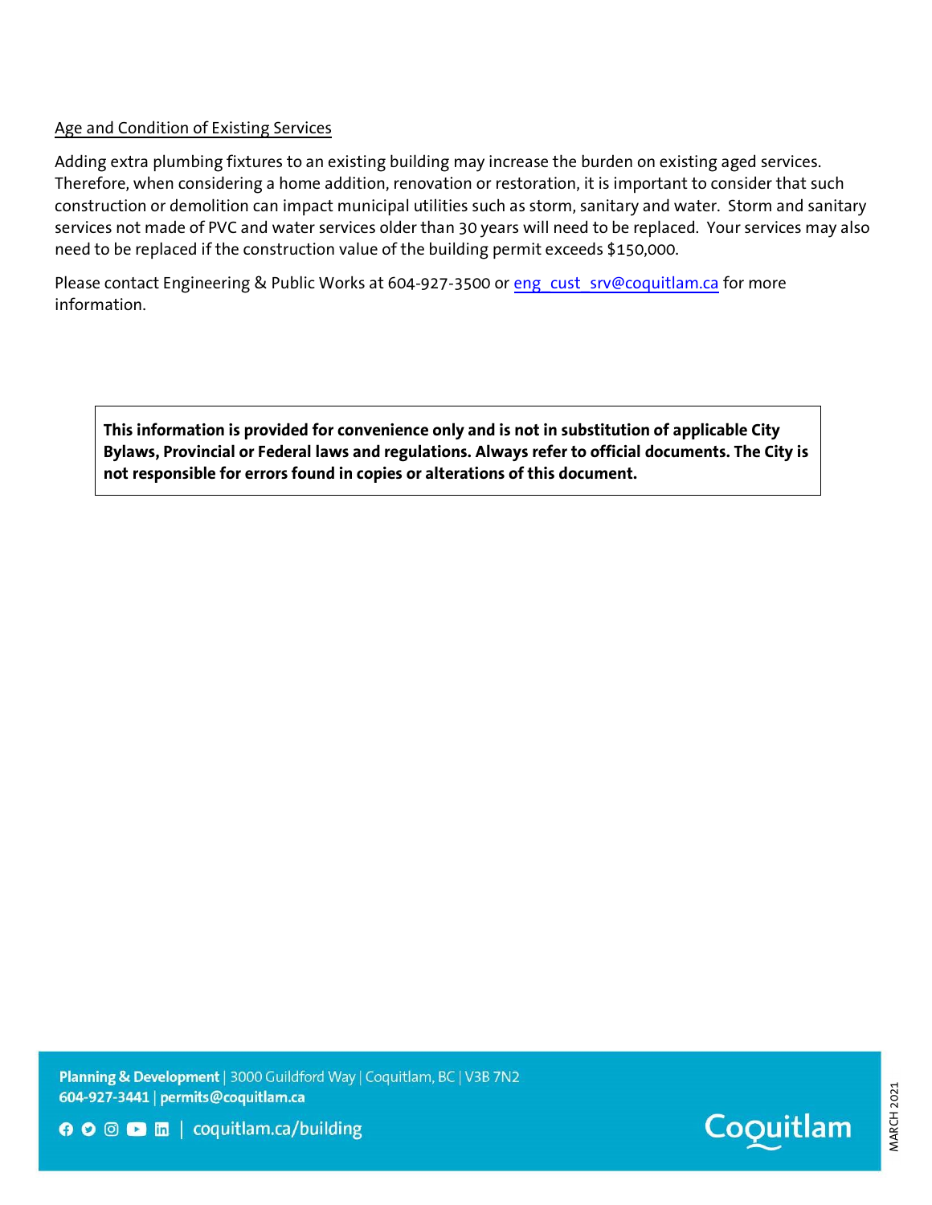Age and Condition of Existing Services

Adding extra plumbing fixtures to an existing building may increase the burden on existing aged services. Therefore, when considering a home addition, renovation or restoration, it is important to consider that such construction or demolition can impact municipal utilities such as storm, sanitary and water. Storm and sanitary services not made of PVC and water services older than 30 years will need to be replaced. Your services may also need to be replaced if the construction value of the building permit exceeds $150,000.

Please contact Engineering & Public Works at 604-927-3500 or eng_cust_srv@coquitlam.ca for more information.

**This information is provided for convenience only and is not in substitution of applicable City Bylaws, Provincial or Federal laws and regulations. Always refer to official documents. The City is not responsible for errors found in copies or alterations of this document.**

**Planning & Development** | 3000 Guildford Way | Coquitlam, BC | V3B 7N2
**604-927-3441** | **permits@coquitlam.ca**

coquitlam.ca/building

Coquitlam

MARCH 2021